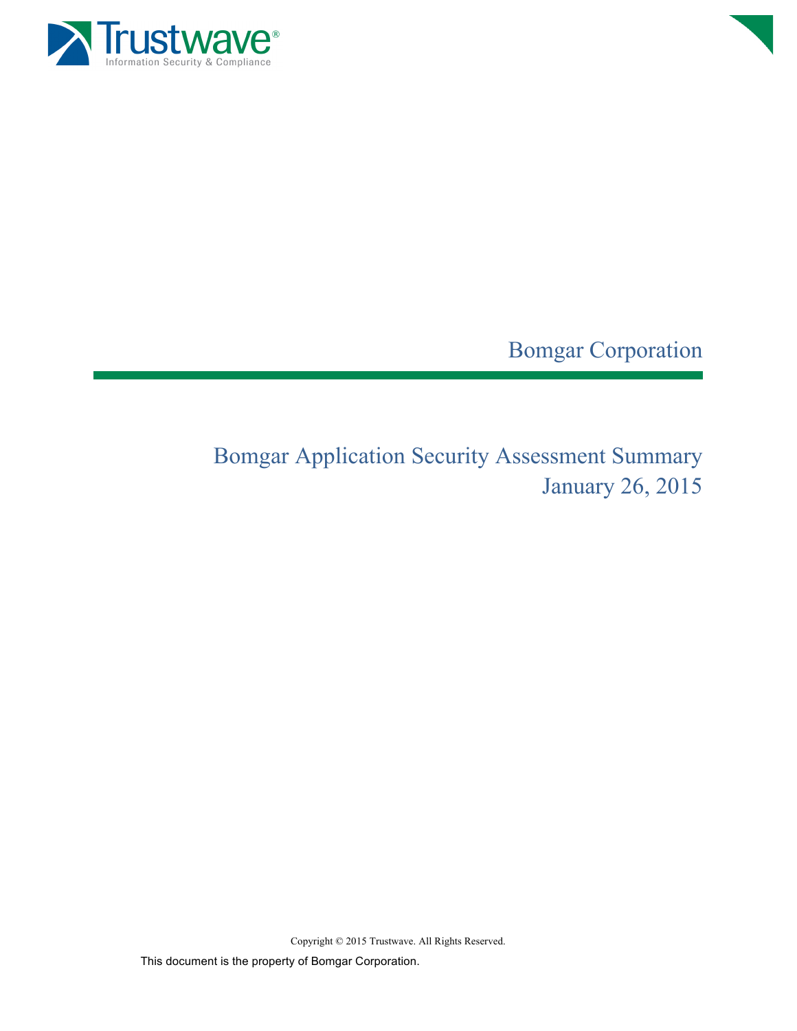Trustwave®

Information Security & Compliance

# Bomgar Corporation

## Bomgar Application Security Assessment Summary
## January 26, 2015

Copyright © 2015 Trustwave. All Rights Reserved.

This document is the property of Bomgar Corporation.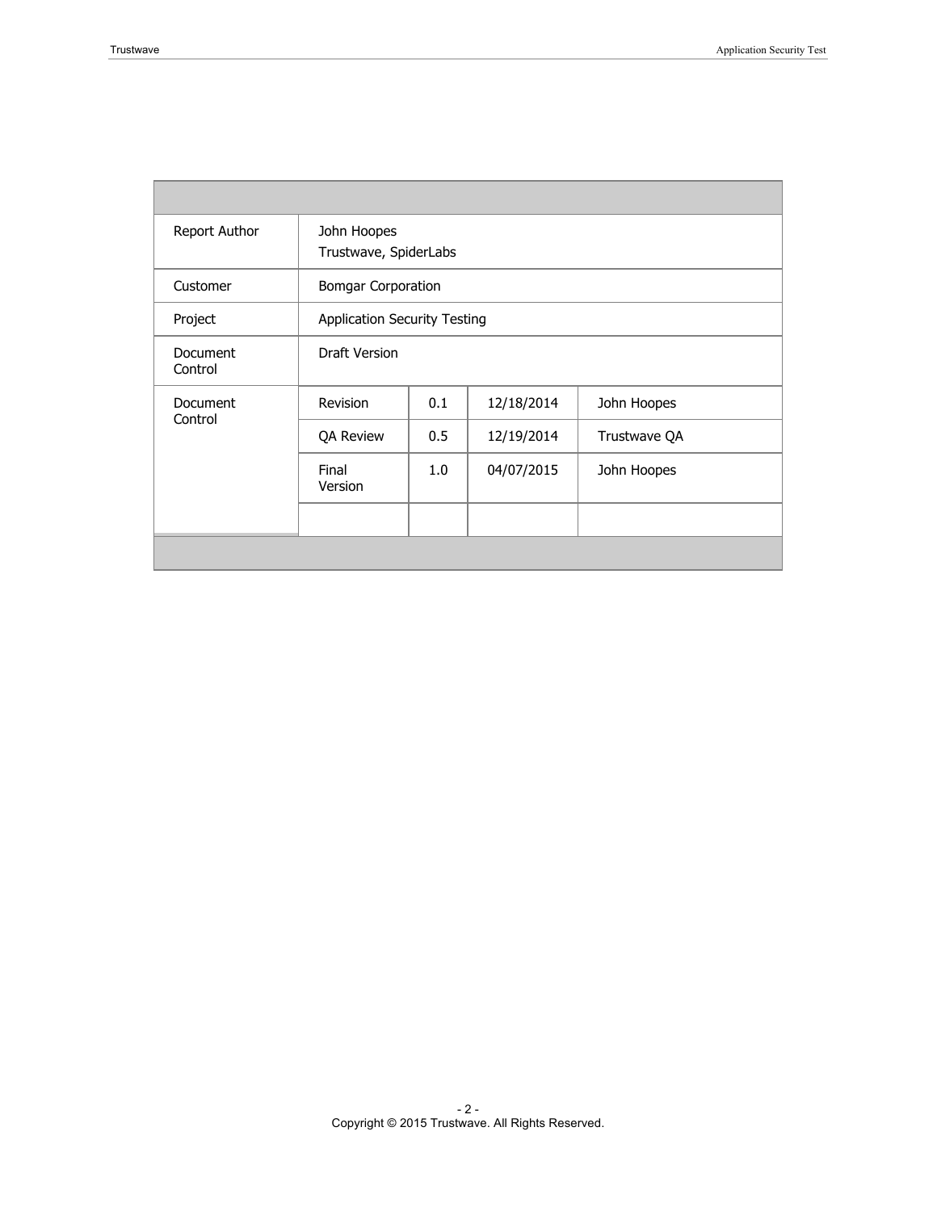| | | | | |
|---|---|---|---|---|
| Report Author | John Hoopes<br>Trustwave, SpiderLabs | | | |
| Customer | Bomgar Corporation | | | |
| Project | Application Security Testing | | | |
| Document Control | Draft Version | | | |
| Document Control | Revision | 0.1 | 12/18/2014 | John Hoopes |
| | QA Review | 0.5 | 12/19/2014 | Trustwave QA |
| | Final Version | 1.0 | 04/07/2015 | John Hoopes |
| | | | | |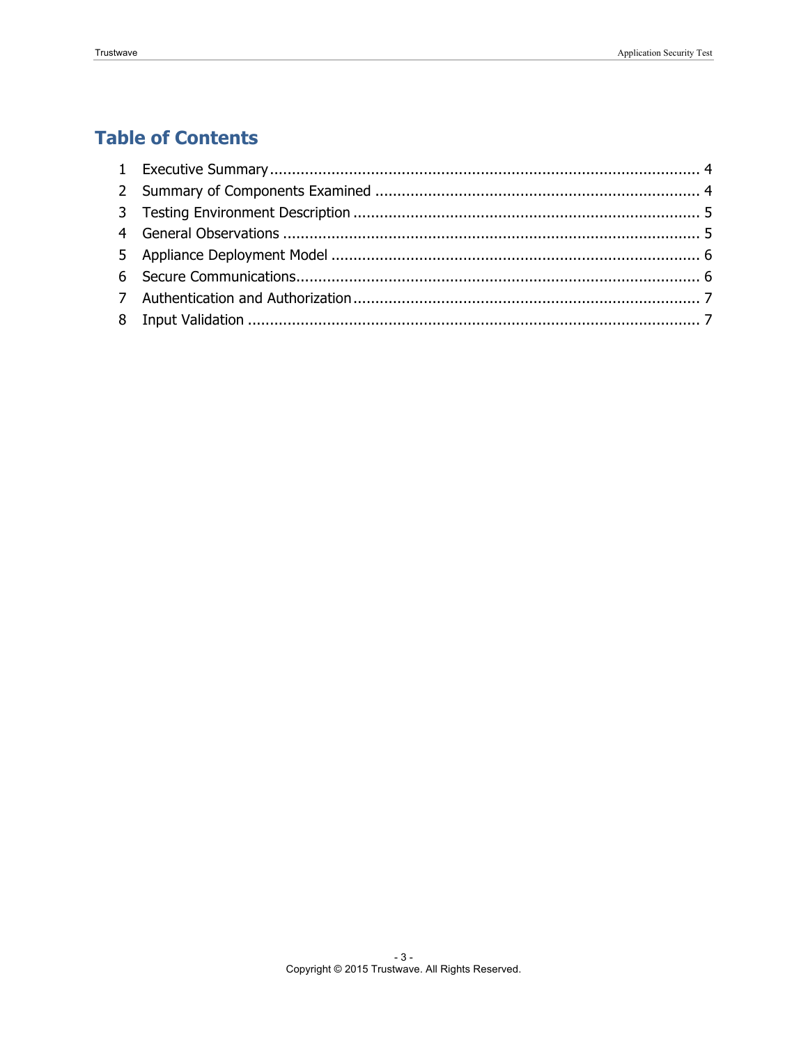# Table of Contents

1 Executive Summary .................................................................................................. 4
2 Summary of Components Examined ......................................................................... 4
3 Testing Environment Description .............................................................................. 5
4 General Observations .............................................................................................. 5
5 Appliance Deployment Model ................................................................................... 6
6 Secure Communications........................................................................................... 6
7 Authentication and Authorization .............................................................................. 7
8 Input Validation ....................................................................................................... 7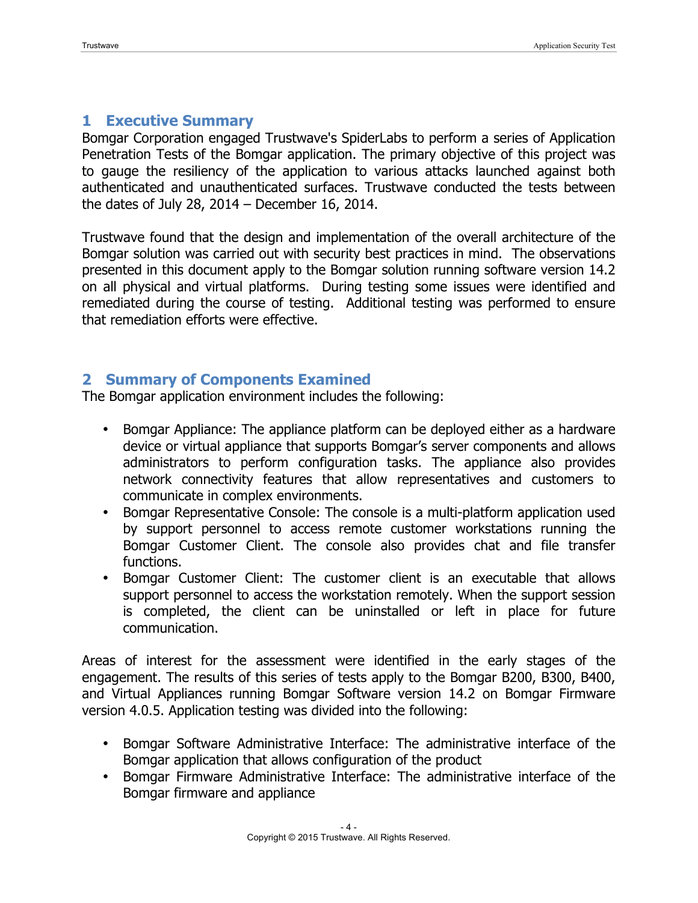# 1 Executive Summary

Bomgar Corporation engaged Trustwave's SpiderLabs to perform a series of Application Penetration Tests of the Bomgar application. The primary objective of this project was to gauge the resiliency of the application to various attacks launched against both authenticated and unauthenticated surfaces. Trustwave conducted the tests between the dates of July 28, 2014 – December 16, 2014.

Trustwave found that the design and implementation of the overall architecture of the Bomgar solution was carried out with security best practices in mind. The observations presented in this document apply to the Bomgar solution running software version 14.2 on all physical and virtual platforms. During testing some issues were identified and remediated during the course of testing. Additional testing was performed to ensure that remediation efforts were effective.

# 2 Summary of Components Examined

The Bomgar application environment includes the following:

- Bomgar Appliance: The appliance platform can be deployed either as a hardware device or virtual appliance that supports Bomgar's server components and allows administrators to perform configuration tasks. The appliance also provides network connectivity features that allow representatives and customers to communicate in complex environments.
- Bomgar Representative Console: The console is a multi-platform application used by support personnel to access remote customer workstations running the Bomgar Customer Client. The console also provides chat and file transfer functions.
- Bomgar Customer Client: The customer client is an executable that allows support personnel to access the workstation remotely. When the support session is completed, the client can be uninstalled or left in place for future communication.

Areas of interest for the assessment were identified in the early stages of the engagement. The results of this series of tests apply to the Bomgar B200, B300, B400, and Virtual Appliances running Bomgar Software version 14.2 on Bomgar Firmware version 4.0.5. Application testing was divided into the following:

- Bomgar Software Administrative Interface: The administrative interface of the Bomgar application that allows configuration of the product
- Bomgar Firmware Administrative Interface: The administrative interface of the Bomgar firmware and appliance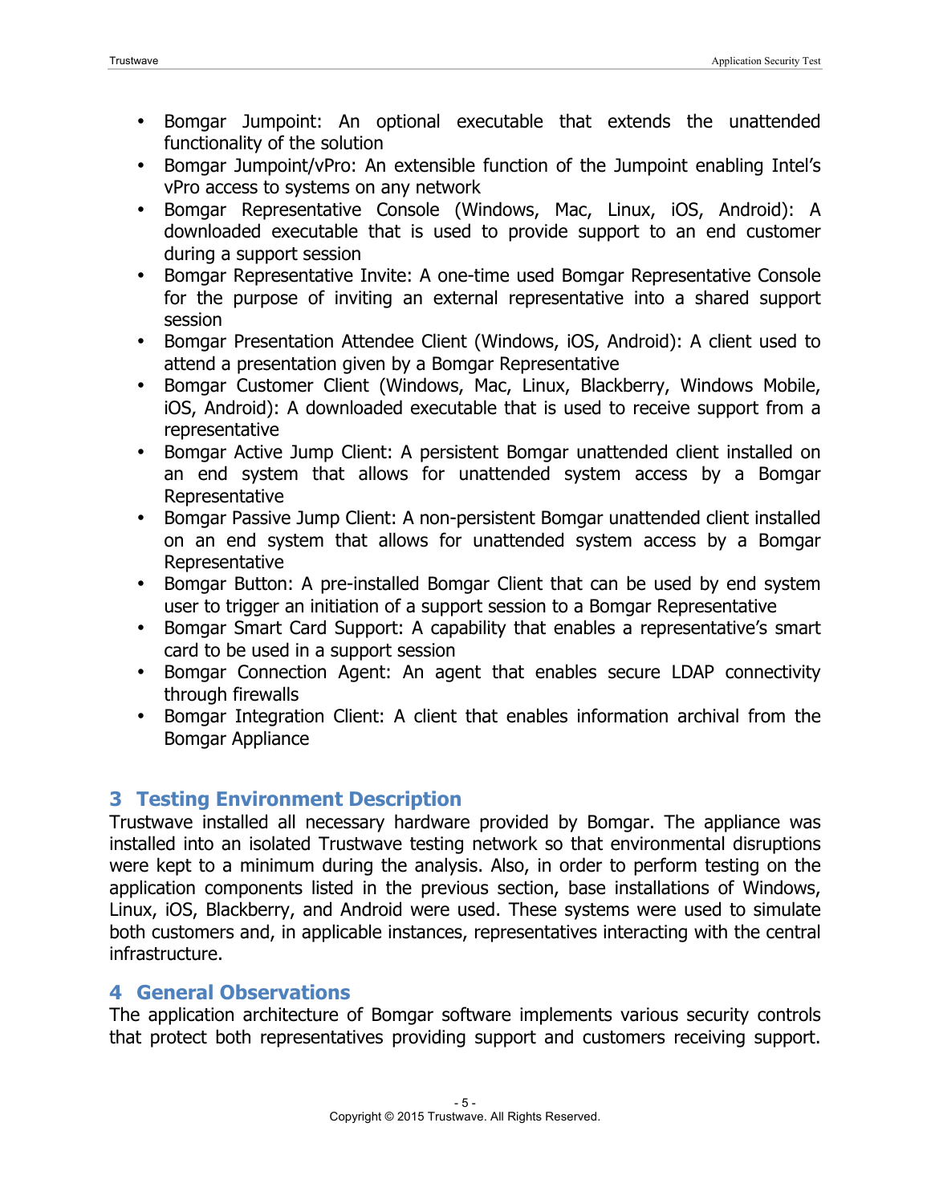- Bomgar Jumpoint: An optional executable that extends the unattended functionality of the solution
- Bomgar Jumpoint/vPro: An extensible function of the Jumpoint enabling Intel's vPro access to systems on any network
- Bomgar Representative Console (Windows, Mac, Linux, iOS, Android): A downloaded executable that is used to provide support to an end customer during a support session
- Bomgar Representative Invite: A one-time used Bomgar Representative Console for the purpose of inviting an external representative into a shared support session
- Bomgar Presentation Attendee Client (Windows, iOS, Android): A client used to attend a presentation given by a Bomgar Representative
- Bomgar Customer Client (Windows, Mac, Linux, Blackberry, Windows Mobile, iOS, Android): A downloaded executable that is used to receive support from a representative
- Bomgar Active Jump Client: A persistent Bomgar unattended client installed on an end system that allows for unattended system access by a Bomgar Representative
- Bomgar Passive Jump Client: A non-persistent Bomgar unattended client installed on an end system that allows for unattended system access by a Bomgar Representative
- Bomgar Button: A pre-installed Bomgar Client that can be used by end system user to trigger an initiation of a support session to a Bomgar Representative
- Bomgar Smart Card Support: A capability that enables a representative's smart card to be used in a support session
- Bomgar Connection Agent: An agent that enables secure LDAP connectivity through firewalls
- Bomgar Integration Client: A client that enables information archival from the Bomgar Appliance

# 3 Testing Environment Description

Trustwave installed all necessary hardware provided by Bomgar. The appliance was installed into an isolated Trustwave testing network so that environmental disruptions were kept to a minimum during the analysis. Also, in order to perform testing on the application components listed in the previous section, base installations of Windows, Linux, iOS, Blackberry, and Android were used. These systems were used to simulate both customers and, in applicable instances, representatives interacting with the central infrastructure.

# 4 General Observations

The application architecture of Bomgar software implements various security controls that protect both representatives providing support and customers receiving support.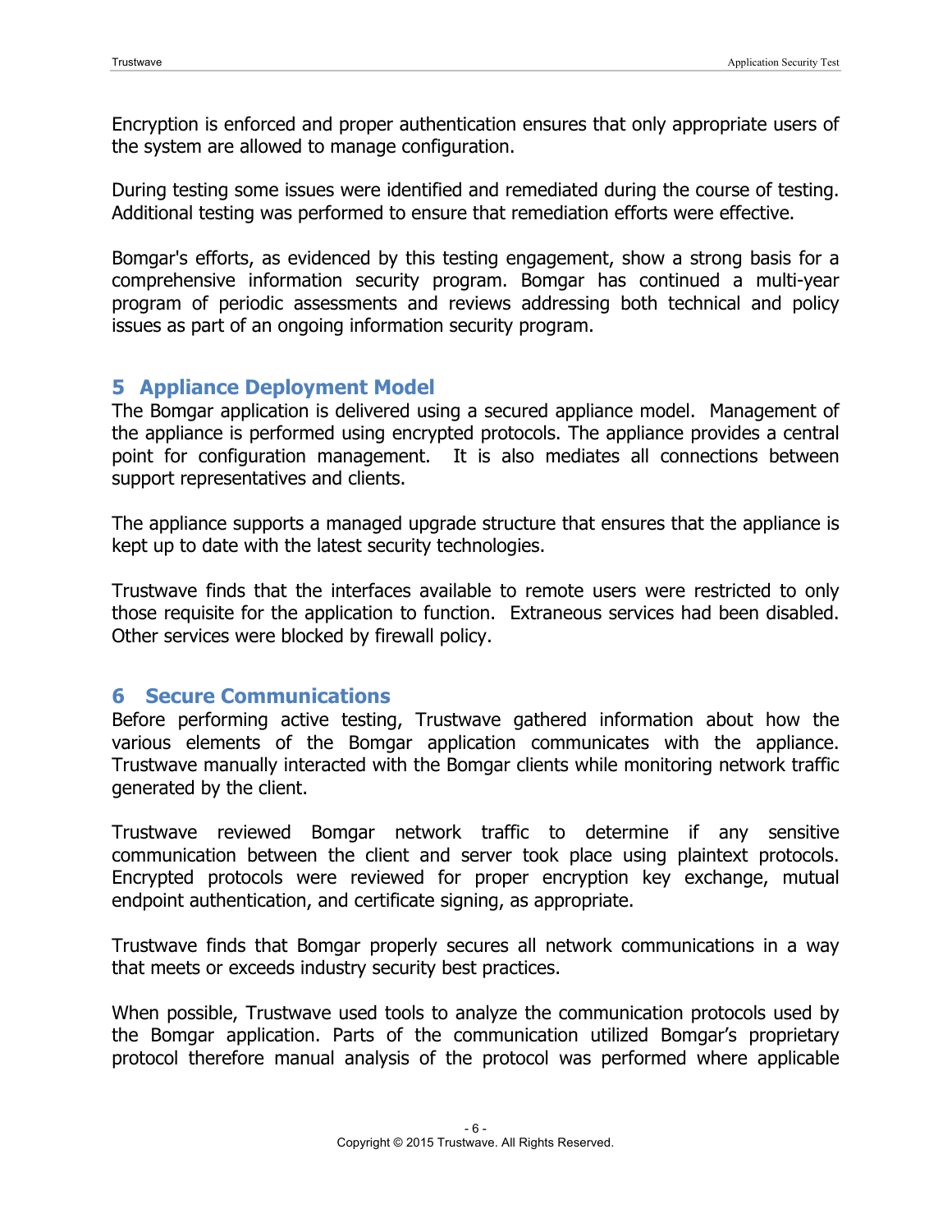Encryption is enforced and proper authentication ensures that only appropriate users of the system are allowed to manage configuration.

During testing some issues were identified and remediated during the course of testing. Additional testing was performed to ensure that remediation efforts were effective.

Bomgar's efforts, as evidenced by this testing engagement, show a strong basis for a comprehensive information security program. Bomgar has continued a multi-year program of periodic assessments and reviews addressing both technical and policy issues as part of an ongoing information security program.

# 5 Appliance Deployment Model

The Bomgar application is delivered using a secured appliance model. Management of the appliance is performed using encrypted protocols. The appliance provides a central point for configuration management. It is also mediates all connections between support representatives and clients.

The appliance supports a managed upgrade structure that ensures that the appliance is kept up to date with the latest security technologies.

Trustwave finds that the interfaces available to remote users were restricted to only those requisite for the application to function. Extraneous services had been disabled. Other services were blocked by firewall policy.

# 6 Secure Communications

Before performing active testing, Trustwave gathered information about how the various elements of the Bomgar application communicates with the appliance. Trustwave manually interacted with the Bomgar clients while monitoring network traffic generated by the client.

Trustwave reviewed Bomgar network traffic to determine if any sensitive communication between the client and server took place using plaintext protocols. Encrypted protocols were reviewed for proper encryption key exchange, mutual endpoint authentication, and certificate signing, as appropriate.

Trustwave finds that Bomgar properly secures all network communications in a way that meets or exceeds industry security best practices.

When possible, Trustwave used tools to analyze the communication protocols used by the Bomgar application. Parts of the communication utilized Bomgar's proprietary protocol therefore manual analysis of the protocol was performed where applicable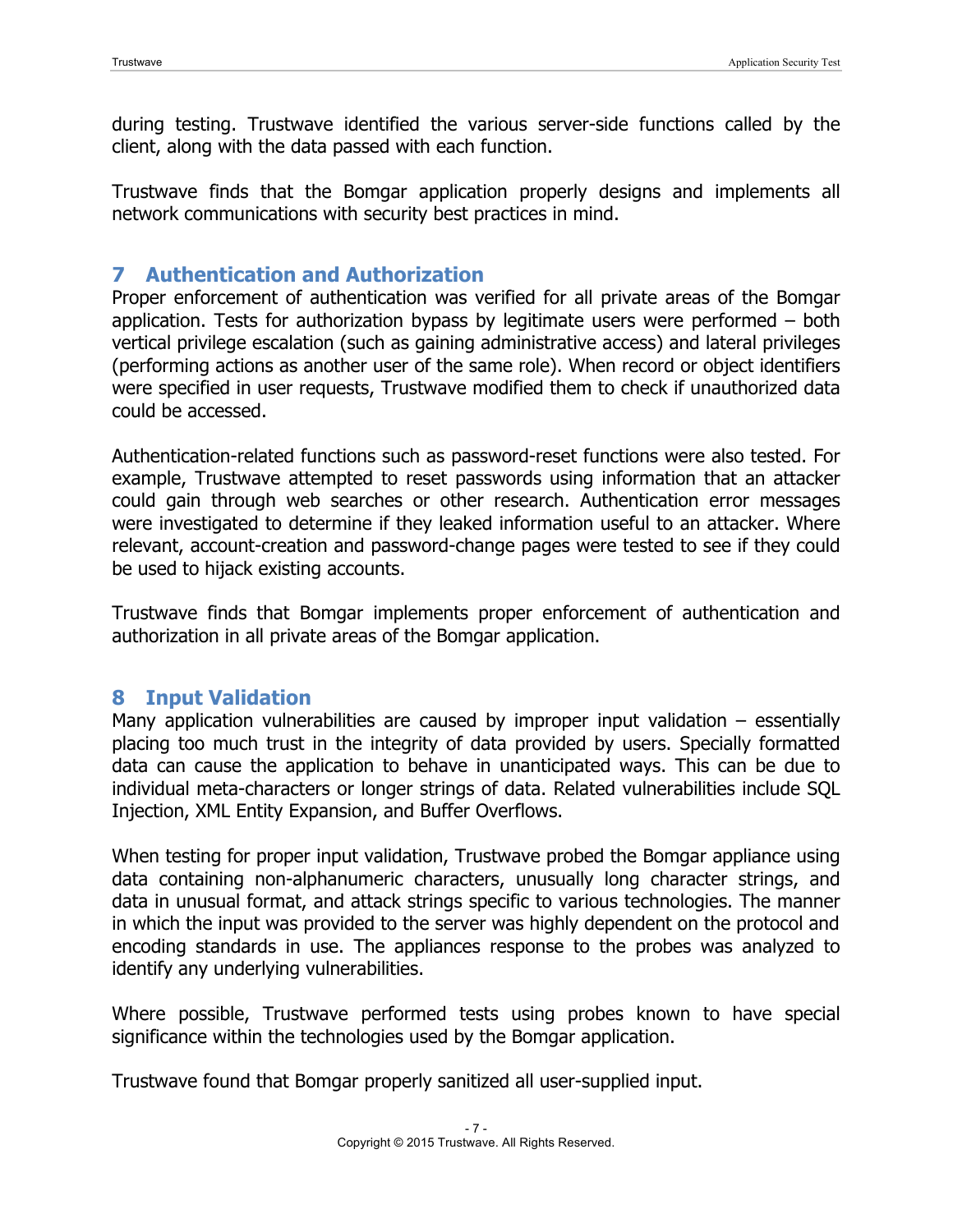during testing. Trustwave identified the various server-side functions called by the client, along with the data passed with each function.

Trustwave finds that the Bomgar application properly designs and implements all network communications with security best practices in mind.

## 7 Authentication and Authorization

Proper enforcement of authentication was verified for all private areas of the Bomgar application. Tests for authorization bypass by legitimate users were performed – both vertical privilege escalation (such as gaining administrative access) and lateral privileges (performing actions as another user of the same role). When record or object identifiers were specified in user requests, Trustwave modified them to check if unauthorized data could be accessed.

Authentication-related functions such as password-reset functions were also tested. For example, Trustwave attempted to reset passwords using information that an attacker could gain through web searches or other research. Authentication error messages were investigated to determine if they leaked information useful to an attacker. Where relevant, account-creation and password-change pages were tested to see if they could be used to hijack existing accounts.

Trustwave finds that Bomgar implements proper enforcement of authentication and authorization in all private areas of the Bomgar application.

## 8 Input Validation

Many application vulnerabilities are caused by improper input validation – essentially placing too much trust in the integrity of data provided by users. Specially formatted data can cause the application to behave in unanticipated ways. This can be due to individual meta-characters or longer strings of data. Related vulnerabilities include SQL Injection, XML Entity Expansion, and Buffer Overflows.

When testing for proper input validation, Trustwave probed the Bomgar appliance using data containing non-alphanumeric characters, unusually long character strings, and data in unusual format, and attack strings specific to various technologies. The manner in which the input was provided to the server was highly dependent on the protocol and encoding standards in use. The appliances response to the probes was analyzed to identify any underlying vulnerabilities.

Where possible, Trustwave performed tests using probes known to have special significance within the technologies used by the Bomgar application.

Trustwave found that Bomgar properly sanitized all user-supplied input.